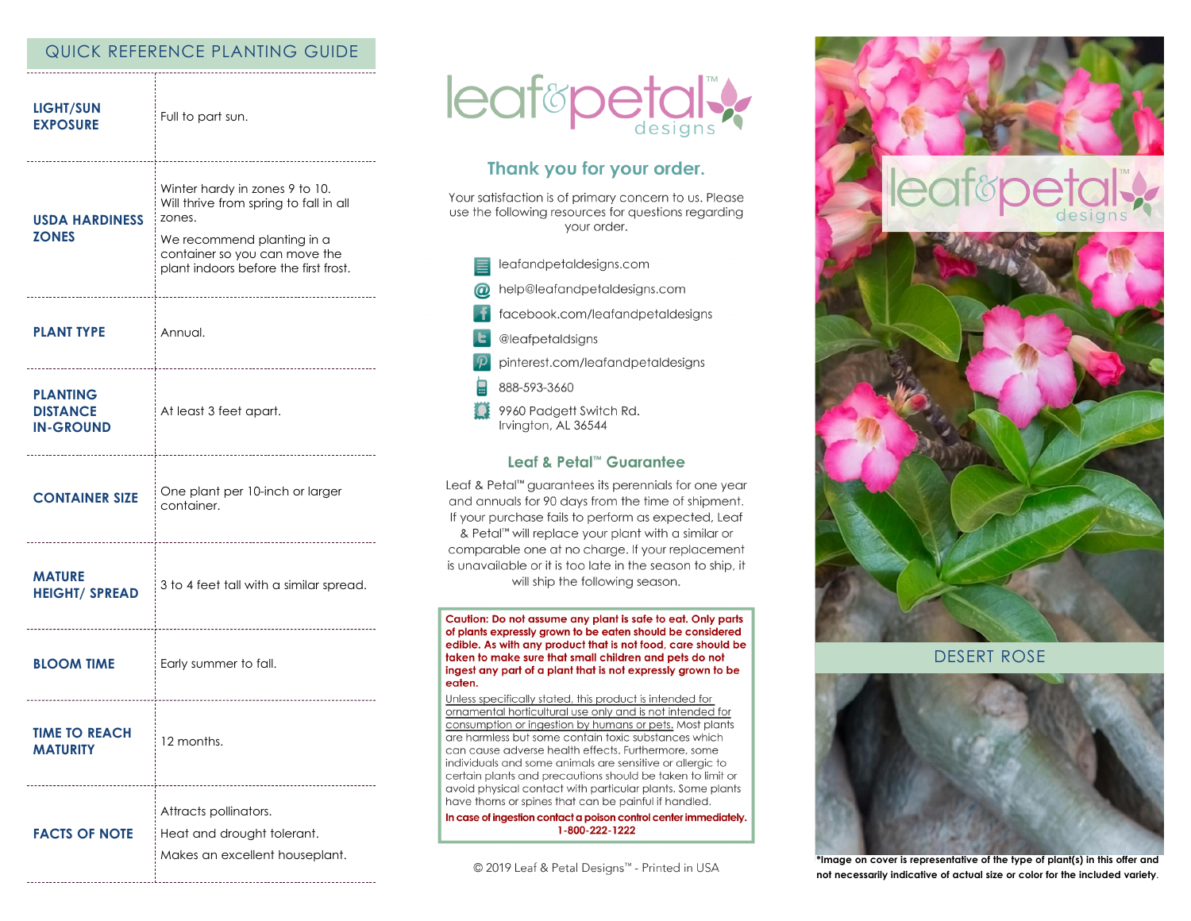## QUICK REFERENCE PLANTING GUIDE

| | |
|---|---|
| **LIGHT/SUN EXPOSURE** | Full to part sun. |
| **USDA HARDINESS ZONES** | Winter hardy in zones 9 to 10. Will thrive from spring to fall in all zones.<br><br>We recommend planting in a container so you can move the plant indoors before the first frost. |
| **PLANT TYPE** | Annual. |
| **PLANTING DISTANCE IN-GROUND** | At least 3 feet apart. |
| **CONTAINER SIZE** | One plant per 10-inch or larger container. |
| **MATURE HEIGHT/ SPREAD** | 3 to 4 feet tall with a similar spread. |
| **BLOOM TIME** | Early summer to fall. |
| **TIME TO REACH MATURITY** | 12 months. |
| **FACTS OF NOTE** | Attracts pollinators.<br>Heat and drought tolerant.<br>Makes an excellent houseplant. |

leaf&petal™ designs

## Thank you for your order.

Your satisfaction is of primary concern to us. Please use the following resources for questions regarding your order.

- leafandpetaldesigns.com
- help@leafandpetaldesigns.com
- facebook.com/leafandpetaldesigns
- @leafpetaldsigns
- pinterest.com/leafandpetaldesigns
- 888-593-3660
- 9960 Padgett Switch Rd.
  Irvington, AL 36544

### Leaf & Petal™ Guarantee

Leaf & Petal™ guarantees its perennials for one year and annuals for 90 days from the time of shipment. If your purchase fails to perform as expected, Leaf & Petal™ will replace your plant with a similar or comparable one at no charge. If your replacement is unavailable or it is too late in the season to ship, it will ship the following season.

**Caution: Do not assume any plant is safe to eat. Only parts of plants expressly grown to be eaten should be considered edible. As with any product that is not food, care should be taken to make sure that small children and pets do not ingest any part of a plant that is not expressly grown to be eaten.**

Unless specifically stated, this product is intended for ornamental horticultural use only and is not intended for consumption or ingestion by humans or pets. Most plants are harmless but some contain toxic substances which can cause adverse health effects. Furthermore, some individuals and some animals are sensitive or allergic to certain plants and precautions should be taken to limit or avoid physical contact with particular plants. Some plants have thorns or spines that can be painful if handled.

**In case of ingestion contact a poison control center immediately. 1-800-222-1222**

© 2019 Leaf & Petal Designs™ - Printed in USA

leaf&petal™ designs

## DESERT ROSE

*Image on cover is representative of the type of plant(s) in this offer and not necessarily indicative of actual size or color for the included variety.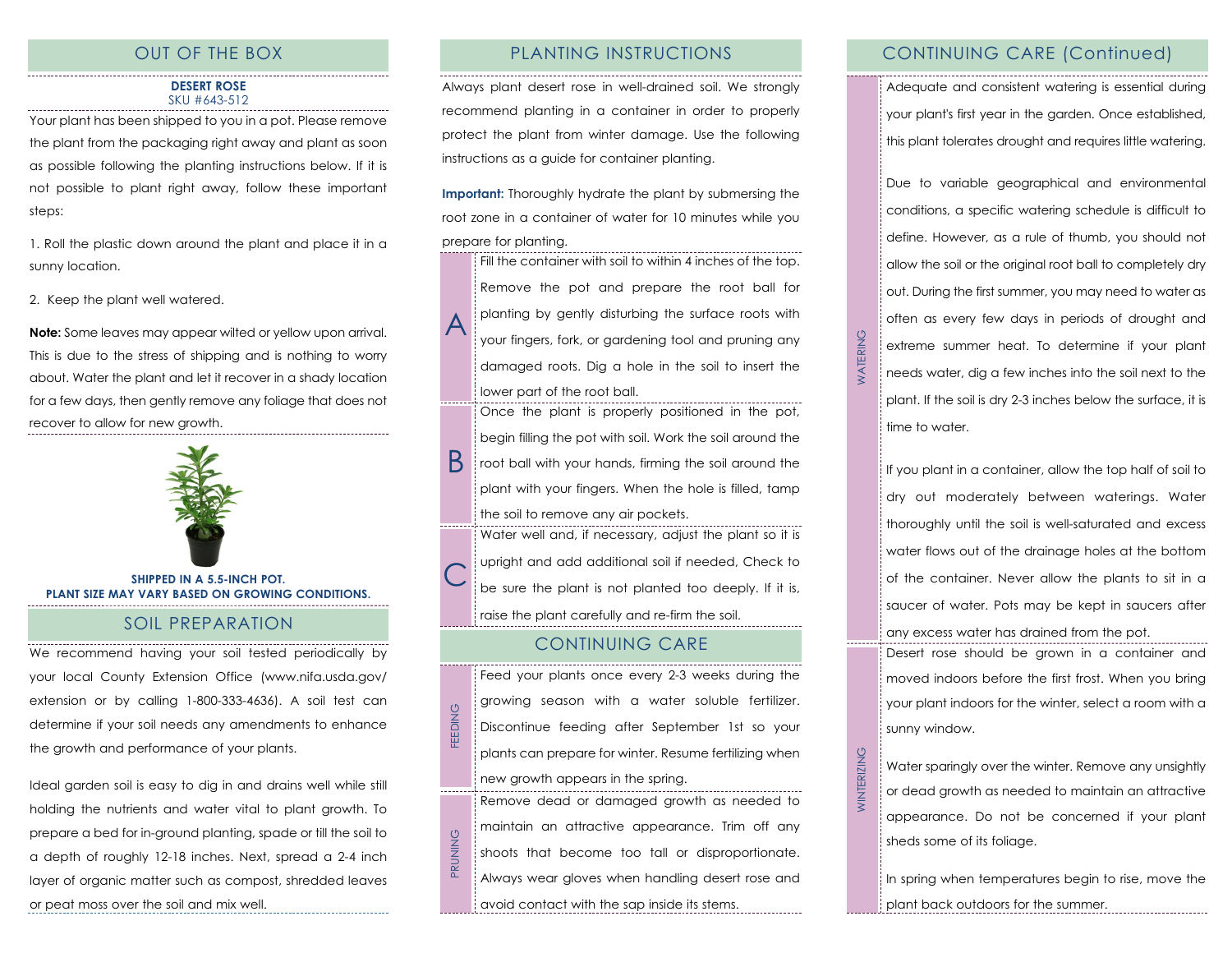## OUT OF THE BOX

**DESERT ROSE**
SKU #643-512

Your plant has been shipped to you in a pot. Please remove the plant from the packaging right away and plant as soon as possible following the planting instructions below. If it is not possible to plant right away, follow these important steps:

1. Roll the plastic down around the plant and place it in a sunny location.

2. Keep the plant well watered.

**Note:** Some leaves may appear wilted or yellow upon arrival. This is due to the stress of shipping and is nothing to worry about. Water the plant and let it recover in a shady location for a few days, then gently remove any foliage that does not recover to allow for new growth.

**SHIPPED IN A 5.5-INCH POT.
PLANT SIZE MAY VARY BASED ON GROWING CONDITIONS.**

## SOIL PREPARATION

We recommend having your soil tested periodically by your local County Extension Office (www.nifa.usda.gov/extension or by calling 1-800-333-4636). A soil test can determine if your soil needs any amendments to enhance the growth and performance of your plants.

Ideal garden soil is easy to dig in and drains well while still holding the nutrients and water vital to plant growth. To prepare a bed for in-ground planting, spade or till the soil to a depth of roughly 12-18 inches. Next, spread a 2-4 inch layer of organic matter such as compost, shredded leaves or peat moss over the soil and mix well.

## PLANTING INSTRUCTIONS

Always plant desert rose in well-drained soil. We strongly recommend planting in a container in order to properly protect the plant from winter damage. Use the following instructions as a guide for container planting.

**Important:** Thoroughly hydrate the plant by submersing the root zone in a container of water for 10 minutes while you prepare for planting.

**A** — Fill the container with soil to within 4 inches of the top. Remove the pot and prepare the root ball for planting by gently disturbing the surface roots with your fingers, fork, or gardening tool and pruning any damaged roots. Dig a hole in the soil to insert the lower part of the root ball.

**B** — Once the plant is properly positioned in the pot, begin filling the pot with soil. Work the soil around the root ball with your hands, firming the soil around the plant with your fingers. When the hole is filled, tamp the soil to remove any air pockets.

**C** — Water well and, if necessary, adjust the plant so it is upright and add additional soil if needed, Check to be sure the plant is not planted too deeply. If it is, raise the plant carefully and re-firm the soil.

## CONTINUING CARE

**FEEDING** — Feed your plants once every 2-3 weeks during the growing season with a water soluble fertilizer. Discontinue feeding after September 1st so your plants can prepare for winter. Resume fertilizing when new growth appears in the spring.

**PRUNING** — Remove dead or damaged growth as needed to maintain an attractive appearance. Trim off any shoots that become too tall or disproportionate. Always wear gloves when handling desert rose and avoid contact with the sap inside its stems.

## CONTINUING CARE (Continued)

**WATERING**

Adequate and consistent watering is essential during your plant's first year in the garden. Once established, this plant tolerates drought and requires little watering.

Due to variable geographical and environmental conditions, a specific watering schedule is difficult to define. However, as a rule of thumb, you should not allow the soil or the original root ball to completely dry out. During the first summer, you may need to water as often as every few days in periods of drought and extreme summer heat. To determine if your plant needs water, dig a few inches into the soil next to the plant. If the soil is dry 2-3 inches below the surface, it is time to water.

If you plant in a container, allow the top half of soil to dry out moderately between waterings. Water thoroughly until the soil is well-saturated and excess water flows out of the drainage holes at the bottom of the container. Never allow the plants to sit in a saucer of water. Pots may be kept in saucers after any excess water has drained from the pot.

**WINTERIZING**

Desert rose should be grown in a container and moved indoors before the first frost. When you bring your plant indoors for the winter, select a room with a sunny window.

Water sparingly over the winter. Remove any unsightly or dead growth as needed to maintain an attractive appearance. Do not be concerned if your plant sheds some of its foliage.

In spring when temperatures begin to rise, move the plant back outdoors for the summer.